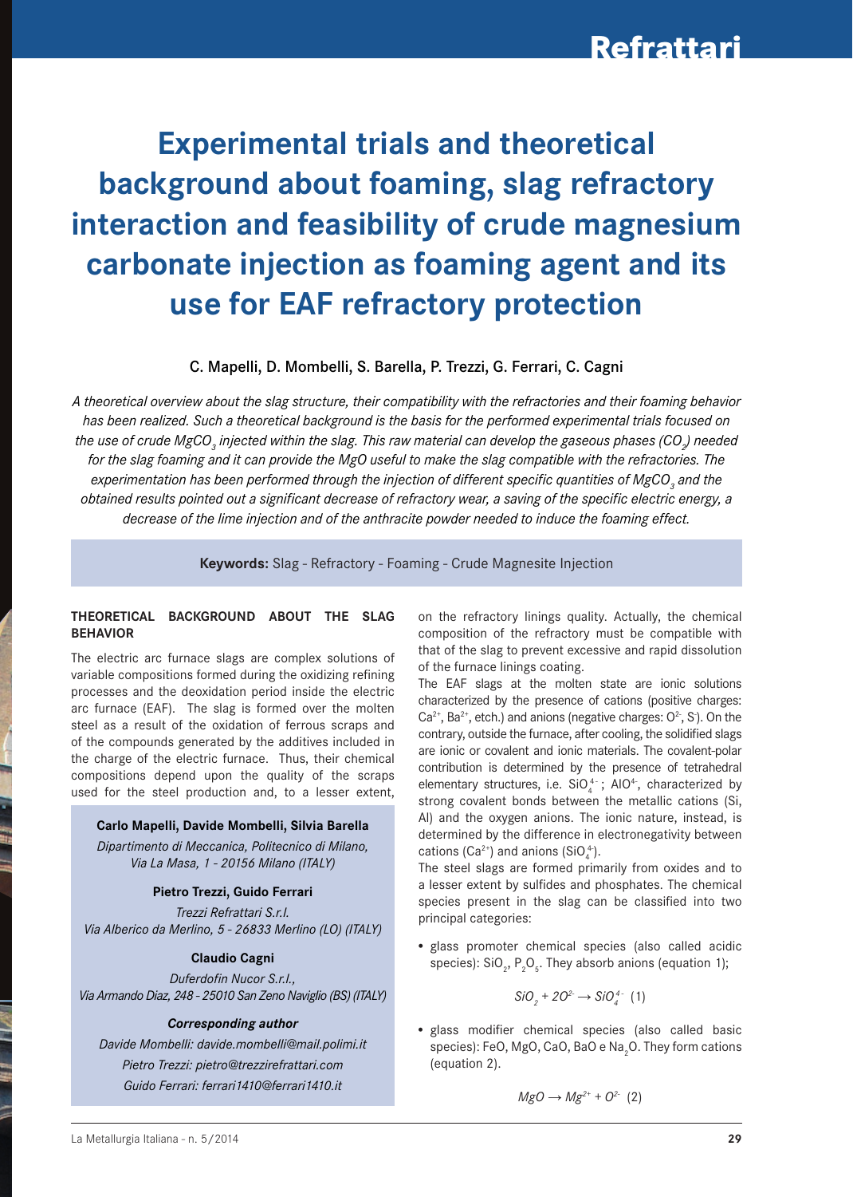# Experimental trials and theoretical background about foaming, slag refractory interaction and feasibility of crude magnesium carbonate injection as foaming agent and its use for EAF refractory protection

C. Mapelli, D. Mombelli, S. Barella, P. Trezzi, G. Ferrari, C. Cagni

*A theoretical overview about the slag structure, their compatibility with the refractories and their foaming behavior has been realized. Such a theoretical background is the basis for the performed experimental trials focused on the use of crude $MgCO_3$ injected within the slag. This raw material can develop the gaseous phases ($CO_2$) needed for the slag foaming and it can provide the MgO useful to make the slag compatible with the refractories. The experimentation has been performed through the injection of different specific quantities of $MgCO_3$ and the obtained results pointed out a significant decrease of refractory wear, a saving of the specific electric energy, a decrease of the lime injection and of the anthracite powder needed to induce the foaming effect.*

**Keywords:** Slag - Refractory - Foaming - Crude Magnesite Injection

**Carlo Mapelli, Davide Mombelli, Silvia Barella**
*Dipartimento di Meccanica, Politecnico di Milano, Via La Masa, 1 - 20156 Milano (ITALY)*

**Pietro Trezzi, Guido Ferrari**
*Trezzi Refrattari S.r.l. Via Alberico da Merlino, 5 - 26833 Merlino (LO) (ITALY)*

**Claudio Cagni**
*Duferdofin Nucor S.r.l., Via Armando Diaz, 248 - 25010 San Zeno Naviglio (BS) (ITALY)*

***Corresponding author***
*Davide Mombelli: davide.mombelli@mail.polimi.it*
*Pietro Trezzi: pietro@trezzirefrattari.com*
*Guido Ferrari: ferrari1410@ferrari1410.it*

## THEORETICAL BACKGROUND ABOUT THE SLAG BEHAVIOR

The electric arc furnace slags are complex solutions of variable compositions formed during the oxidizing refining processes and the deoxidation period inside the electric arc furnace (EAF). The slag is formed over the molten steel as a result of the oxidation of ferrous scraps and of the compounds generated by the additives included in the charge of the electric furnace. Thus, their chemical compositions depend upon the quality of the scraps used for the steel production and, to a lesser extent, on the refractory linings quality. Actually, the chemical composition of the refractory must be compatible with that of the slag to prevent excessive and rapid dissolution of the furnace linings coating.

The EAF slags at the molten state are ionic solutions characterized by the presence of cations (positive charges: $Ca^{2+}$, $Ba^{2+}$, etch.) and anions (negative charges: $O^{2-}$, $S^{-}$). On the contrary, outside the furnace, after cooling, the solidified slags are ionic or covalent and ionic materials. The covalent-polar contribution is determined by the presence of tetrahedral elementary structures, i.e. $SiO_4^{4-}$; $AlO^{4-}$, characterized by strong covalent bonds between the metallic cations (Si, Al) and the oxygen anions. The ionic nature, instead, is determined by the difference in electronegativity between cations ($Ca^{2+}$) and anions ($SiO_4^{4-}$).

The steel slags are formed primarily from oxides and to a lesser extent by sulfides and phosphates. The chemical species present in the slag can be classified into two principal categories:

- glass promoter chemical species (also called acidic species): $SiO_2$, $P_2O_5$. They absorb anions (equation 1);

$$SiO_2 + 2O^{2-} \rightarrow SiO_4^{4-} \quad (1)$$

- glass modifier chemical species (also called basic species): FeO, MgO, CaO, BaO e $Na_2O$. They form cations (equation 2).

$$MgO \rightarrow Mg^{2+} + O^{2-} \quad (2)$$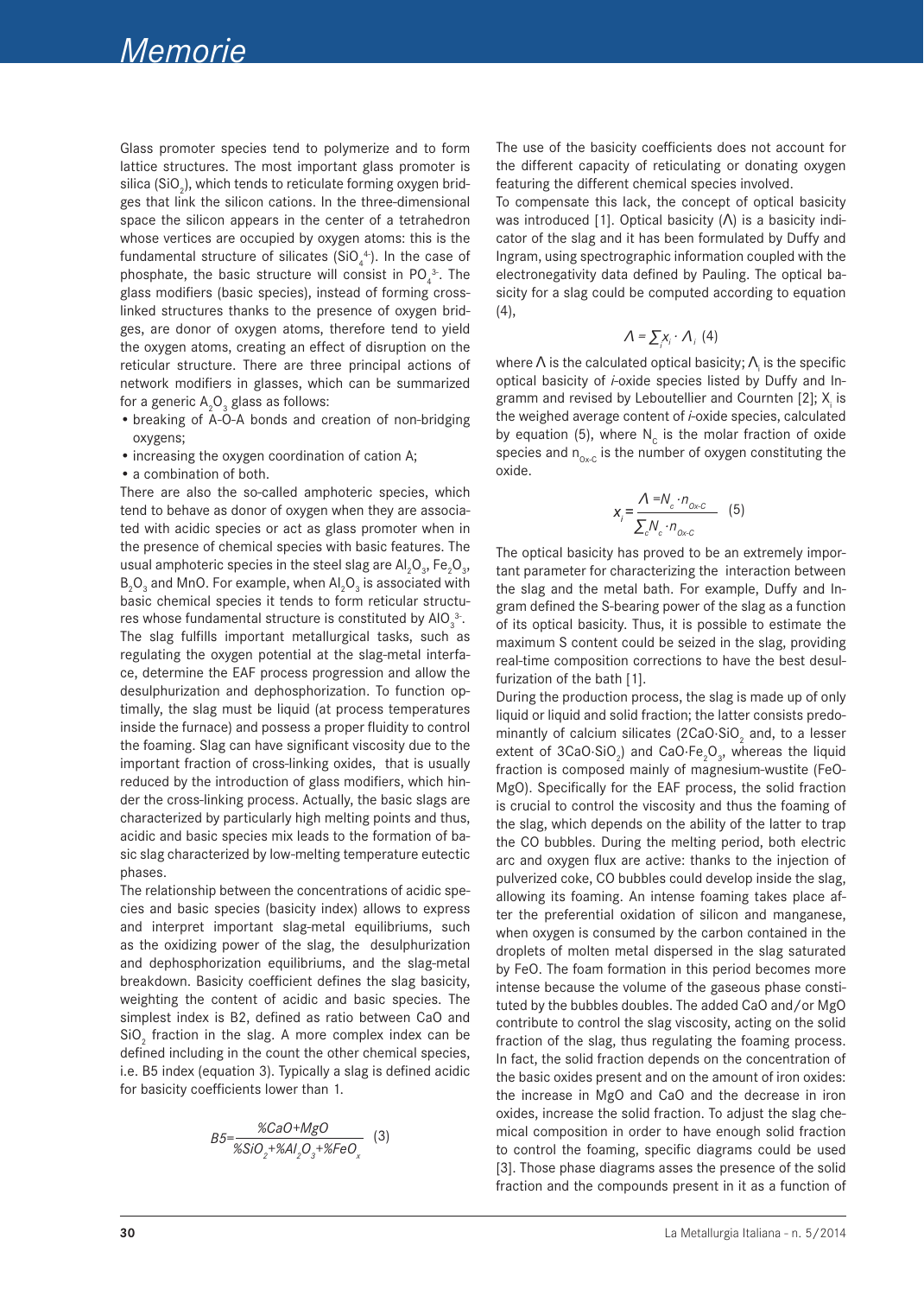Glass promoter species tend to polymerize and to form lattice structures. The most important glass promoter is silica ($SiO_2$), which tends to reticulate forming oxygen bridges that link the silicon cations. In the three-dimensional space the silicon appears in the center of a tetrahedron whose vertices are occupied by oxygen atoms: this is the fundamental structure of silicates ($SiO_4^{4-}$). In the case of phosphate, the basic structure will consist in $PO_4^{3-}$. The glass modifiers (basic species), instead of forming cross-linked structures thanks to the presence of oxygen bridges, are donor of oxygen atoms, therefore tend to yield the oxygen atoms, creating an effect of disruption on the reticular structure. There are three principal actions of network modifiers in glasses, which can be summarized for a generic $A_2O_3$ glass as follows:

- breaking of A-O-A bonds and creation of non-bridging oxygens;
- increasing the oxygen coordination of cation A;
- a combination of both.

There are also the so-called amphoteric species, which tend to behave as donor of oxygen when they are associated with acidic species or act as glass promoter when in the presence of chemical species with basic features. The usual amphoteric species in the steel slag are $Al_2O_3$, $Fe_2O_3$, $B_2O_3$ and MnO. For example, when $Al_2O_3$ is associated with basic chemical species it tends to form reticular structures whose fundamental structure is constituted by $AlO_3^{3-}$.

The slag fulfills important metallurgical tasks, such as regulating the oxygen potential at the slag-metal interface, determine the EAF process progression and allow the desulphurization and dephosphorization. To function optimally, the slag must be liquid (at process temperatures inside the furnace) and possess a proper fluidity to control the foaming. Slag can have significant viscosity due to the important fraction of cross-linking oxides, that is usually reduced by the introduction of glass modifiers, which hinder the cross-linking process. Actually, the basic slags are characterized by particularly high melting points and thus, acidic and basic species mix leads to the formation of basic slag characterized by low-melting temperature eutectic phases.

The relationship between the concentrations of acidic species and basic species (basicity index) allows to express and interpret important slag-metal equilibriums, such as the oxidizing power of the slag, the desulphurization and dephosphorization equilibriums, and the slag-metal breakdown. Basicity coefficient defines the slag basicity, weighting the content of acidic and basic species. The simplest index is B2, defined as ratio between CaO and $SiO_2$ fraction in the slag. A more complex index can be defined including in the count the other chemical species, i.e. B5 index (equation 3). Typically a slag is defined acidic for basicity coefficients lower than 1.

$$B5 = \frac{\%CaO + MgO}{\%SiO_2 + \%Al_2O_3 + \%FeO_x} \quad (3)$$

The use of the basicity coefficients does not account for the different capacity of reticulating or donating oxygen featuring the different chemical species involved.

To compensate this lack, the concept of optical basicity was introduced [1]. Optical basicity (Λ) is a basicity indicator of the slag and it has been formulated by Duffy and Ingram, using spectrographic information coupled with the electronegativity data defined by Pauling. The optical basicity for a slag could be computed according to equation (4),

$$\Lambda = \sum_i x_i \cdot \Lambda_i \quad (4)$$

where Λ is the calculated optical basicity; $\Lambda_i$ is the specific optical basicity of *i*-oxide species listed by Duffy and Ingramm and revised by Leboutellier and Cournten [2]; $X_i$ is the weighed average content of *i*-oxide species, calculated by equation (5), where $N_c$ is the molar fraction of oxide species and $n_{Ox\text{-}C}$ is the number of oxygen constituting the oxide.

$$x_i = \frac{\Lambda = N_c \cdot n_{Ox\text{-}C}}{\sum_c N_c \cdot n_{Ox\text{-}C}} \quad (5)$$

The optical basicity has proved to be an extremely important parameter for characterizing the interaction between the slag and the metal bath. For example, Duffy and Ingram defined the S-bearing power of the slag as a function of its optical basicity. Thus, it is possible to estimate the maximum S content could be seized in the slag, providing real-time composition corrections to have the best desulfurization of the bath [1].

During the production process, the slag is made up of only liquid or liquid and solid fraction; the latter consists predominantly of calcium silicates ($2CaO{\cdot}SiO_2$ and, to a lesser extent of $3CaO{\cdot}SiO_2$) and $CaO{\cdot}Fe_2O_3$, whereas the liquid fraction is composed mainly of magnesium-wustite (FeO-MgO). Specifically for the EAF process, the solid fraction is crucial to control the viscosity and thus the foaming of the slag, which depends on the ability of the latter to trap the CO bubbles. During the melting period, both electric arc and oxygen flux are active: thanks to the injection of pulverized coke, CO bubbles could develop inside the slag, allowing its foaming. An intense foaming takes place after the preferential oxidation of silicon and manganese, when oxygen is consumed by the carbon contained in the droplets of molten metal dispersed in the slag saturated by FeO. The foam formation in this period becomes more intense because the volume of the gaseous phase constituted by the bubbles doubles. The added CaO and/or MgO contribute to control the slag viscosity, acting on the solid fraction of the slag, thus regulating the foaming process. In fact, the solid fraction depends on the concentration of the basic oxides present and on the amount of iron oxides: the increase in MgO and CaO and the decrease in iron oxides, increase the solid fraction. To adjust the slag chemical composition in order to have enough solid fraction to control the foaming, specific diagrams could be used [3]. Those phase diagrams asses the presence of the solid fraction and the compounds present in it as a function of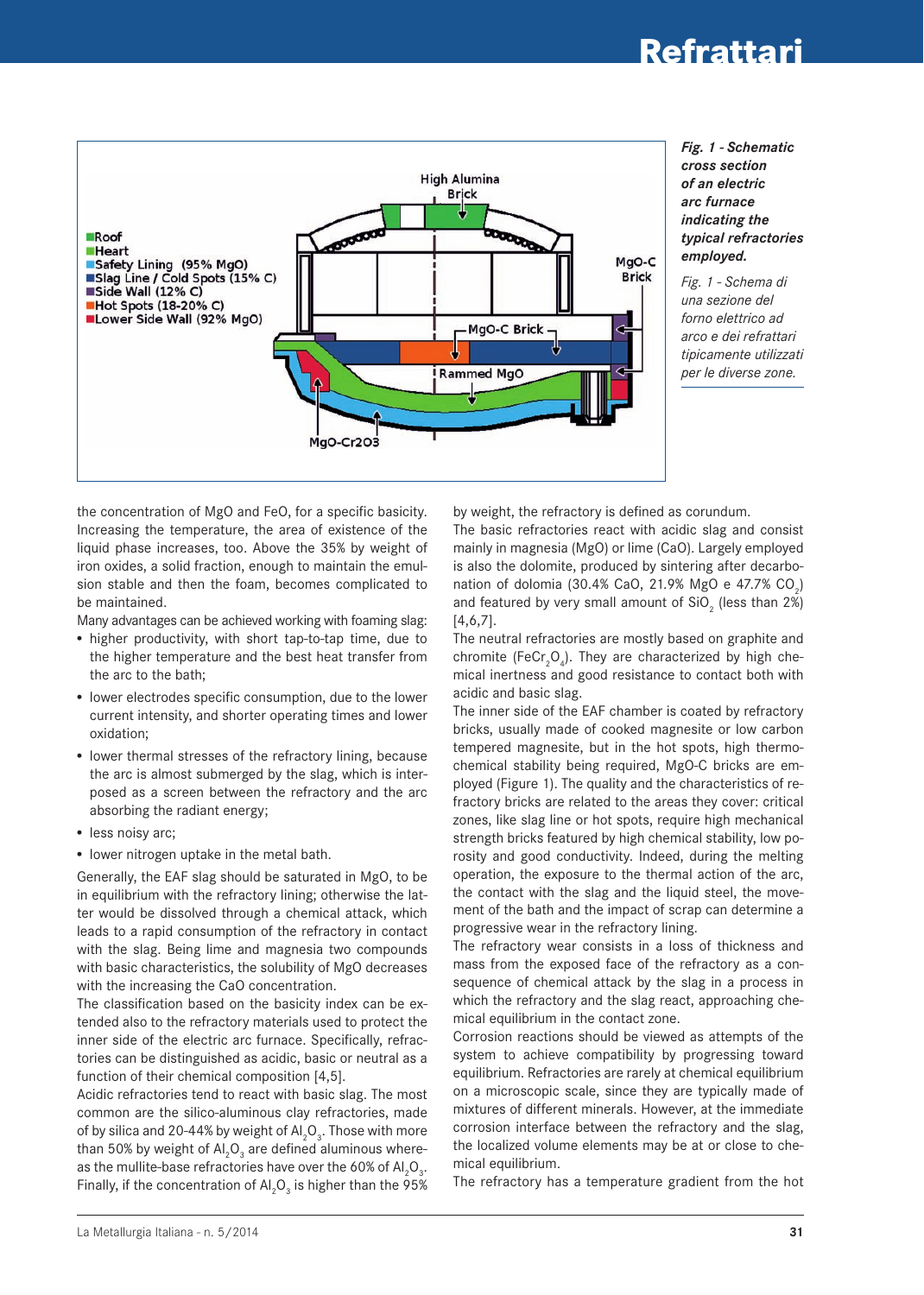*Fig. 1 - Schematic cross section of an electric arc furnace indicating the typical refractories employed.*

*Fig. 1 - Schema di una sezione del forno elettrico ad arco e dei refrattari tipicamente utilizzati per le diverse zone.*

the concentration of MgO and FeO, for a specific basicity. Increasing the temperature, the area of existence of the liquid phase increases, too. Above the 35% by weight of iron oxides, a solid fraction, enough to maintain the emulsion stable and then the foam, becomes complicated to be maintained.

Many advantages can be achieved working with foaming slag:

- higher productivity, with short tap-to-tap time, due to the higher temperature and the best heat transfer from the arc to the bath;
- lower electrodes specific consumption, due to the lower current intensity, and shorter operating times and lower oxidation;
- lower thermal stresses of the refractory lining, because the arc is almost submerged by the slag, which is interposed as a screen between the refractory and the arc absorbing the radiant energy;
- less noisy arc;
- lower nitrogen uptake in the metal bath.

Generally, the EAF slag should be saturated in MgO, to be in equilibrium with the refractory lining; otherwise the latter would be dissolved through a chemical attack, which leads to a rapid consumption of the refractory in contact with the slag. Being lime and magnesia two compounds with basic characteristics, the solubility of MgO decreases with the increasing the CaO concentration.

The classification based on the basicity index can be extended also to the refractory materials used to protect the inner side of the electric arc furnace. Specifically, refractories can be distinguished as acidic, basic or neutral as a function of their chemical composition [4,5].

Acidic refractories tend to react with basic slag. The most common are the silico-aluminous clay refractories, made of by silica and 20-44% by weight of $Al_2O_3$. Those with more than 50% by weight of $Al_2O_3$ are defined aluminous whereas the mullite-base refractories have over the 60% of $Al_2O_3$. Finally, if the concentration of $Al_2O_3$ is higher than the 95% by weight, the refractory is defined as corundum.

The basic refractories react with acidic slag and consist mainly in magnesia (MgO) or lime (CaO). Largely employed is also the dolomite, produced by sintering after decarbonation of dolomia (30.4% CaO, 21.9% MgO e 47.7% $CO_2$) and featured by very small amount of $SiO_2$ (less than 2%) [4,6,7].

The neutral refractories are mostly based on graphite and chromite ($FeCr_2O_4$). They are characterized by high chemical inertness and good resistance to contact both with acidic and basic slag.

The inner side of the EAF chamber is coated by refractory bricks, usually made of cooked magnesite or low carbon tempered magnesite, but in the hot spots, high thermochemical stability being required, MgO-C bricks are employed (Figure 1). The quality and the characteristics of refractory bricks are related to the areas they cover: critical zones, like slag line or hot spots, require high mechanical strength bricks featured by high chemical stability, low porosity and good conductivity. Indeed, during the melting operation, the exposure to the thermal action of the arc, the contact with the slag and the liquid steel, the movement of the bath and the impact of scrap can determine a progressive wear in the refractory lining.

The refractory wear consists in a loss of thickness and mass from the exposed face of the refractory as a consequence of chemical attack by the slag in a process in which the refractory and the slag react, approaching chemical equilibrium in the contact zone.

Corrosion reactions should be viewed as attempts of the system to achieve compatibility by progressing toward equilibrium. Refractories are rarely at chemical equilibrium on a microscopic scale, since they are typically made of mixtures of different minerals. However, at the immediate corrosion interface between the refractory and the slag, the localized volume elements may be at or close to chemical equilibrium.

The refractory has a temperature gradient from the hot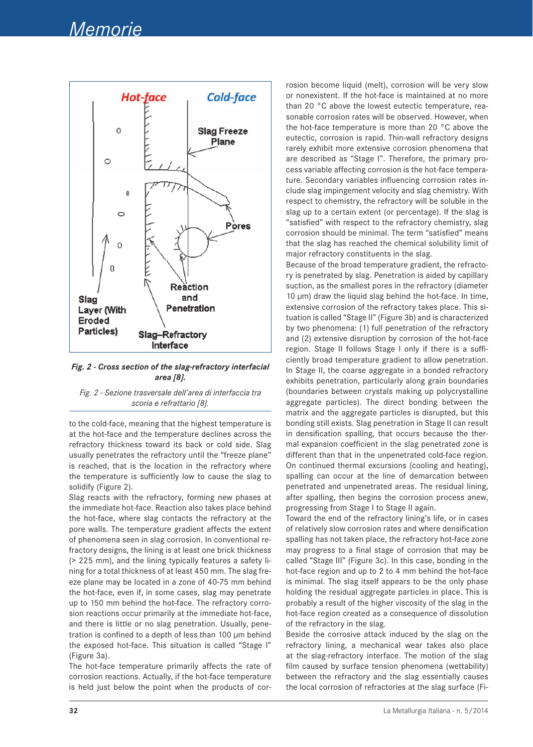Fig. 2 - Cross section of the slag-refractory interfacial area [8].

*Fig. 2 - Sezione trasversale dell'area di interfaccia tra scoria e refrattario [8].*

to the cold-face, meaning that the highest temperature is at the hot-face and the temperature declines across the refractory thickness toward its back or cold side. Slag usually penetrates the refractory until the "freeze plane" is reached, that is the location in the refractory where the temperature is sufficiently low to cause the slag to solidify (Figure 2).

Slag reacts with the refractory, forming new phases at the immediate hot-face. Reaction also takes place behind the hot-face, where slag contacts the refractory at the pore walls. The temperature gradient affects the extent of phenomena seen in slag corrosion. In conventional refractory designs, the lining is at least one brick thickness (> 225 mm), and the lining typically features a safety lining for a total thickness of at least 450 mm. The slag freeze plane may be located in a zone of 40-75 mm behind the hot-face, even if, in some cases, slag may penetrate up to 150 mm behind the hot-face. The refractory corrosion reactions occur primarily at the immediate hot-face, and there is little or no slag penetration. Usually, penetration is confined to a depth of less than 100 µm behind the exposed hot-face. This situation is called "Stage I" (Figure 3a).

The hot-face temperature primarily affects the rate of corrosion reactions. Actually, if the hot-face temperature is held just below the point when the products of corrosion become liquid (melt), corrosion will be very slow or nonexistent. If the hot-face is maintained at no more than 20 °C above the lowest eutectic temperature, reasonable corrosion rates will be observed. However, when the hot-face temperature is more than 20 °C above the eutectic, corrosion is rapid. Thin-wall refractory designs rarely exhibit more extensive corrosion phenomena that are described as "Stage I". Therefore, the primary process variable affecting corrosion is the hot-face temperature. Secondary variables influencing corrosion rates include slag impingement velocity and slag chemistry. With respect to chemistry, the refractory will be soluble in the slag up to a certain extent (or percentage). If the slag is "satisfied" with respect to the refractory chemistry, slag corrosion should be minimal. The term "satisfied" means that the slag has reached the chemical solubility limit of major refractory constituents in the slag.

Because of the broad temperature gradient, the refractory is penetrated by slag. Penetration is aided by capillary suction, as the smallest pores in the refractory (diameter 10 µm) draw the liquid slag behind the hot-face. In time, extensive corrosion of the refractory takes place. This situation is called "Stage II" (Figure 3b) and is characterized by two phenomena: (1) full penetration of the refractory and (2) extensive disruption by corrosion of the hot-face region. Stage II follows Stage I only if there is a sufficiently broad temperature gradient to allow penetration. In Stage II, the coarse aggregate in a bonded refractory exhibits penetration, particularly along grain boundaries (boundaries between crystals making up polycrystalline aggregate particles). The direct bonding between the matrix and the aggregate particles is disrupted, but this bonding still exists. Slag penetration in Stage II can result in densification spalling, that occurs because the thermal expansion coefficient in the slag penetrated zone is different than that in the unpenetrated cold-face region. On continued thermal excursions (cooling and heating), spalling can occur at the line of demarcation between penetrated and unpenetrated areas. The residual lining, after spalling, then begins the corrosion process anew, progressing from Stage I to Stage II again.

Toward the end of the refractory lining's life, or in cases of relatively slow corrosion rates and where densification spalling has not taken place, the refractory hot-face zone may progress to a final stage of corrosion that may be called "Stage III" (Figure 3c). In this case, bonding in the hot-face region and up to 2 to 4 mm behind the hot-face is minimal. The slag itself appears to be the only phase holding the residual aggregate particles in place. This is probably a result of the higher viscosity of the slag in the hot-face region created as a consequence of dissolution of the refractory in the slag.

Beside the corrosive attack induced by the slag on the refractory lining, a mechanical wear takes also place at the slag-refractory interface. The motion of the slag film caused by surface tension phenomena (wettability) between the refractory and the slag essentially causes the local corrosion of refractories at the slag surface (Fi-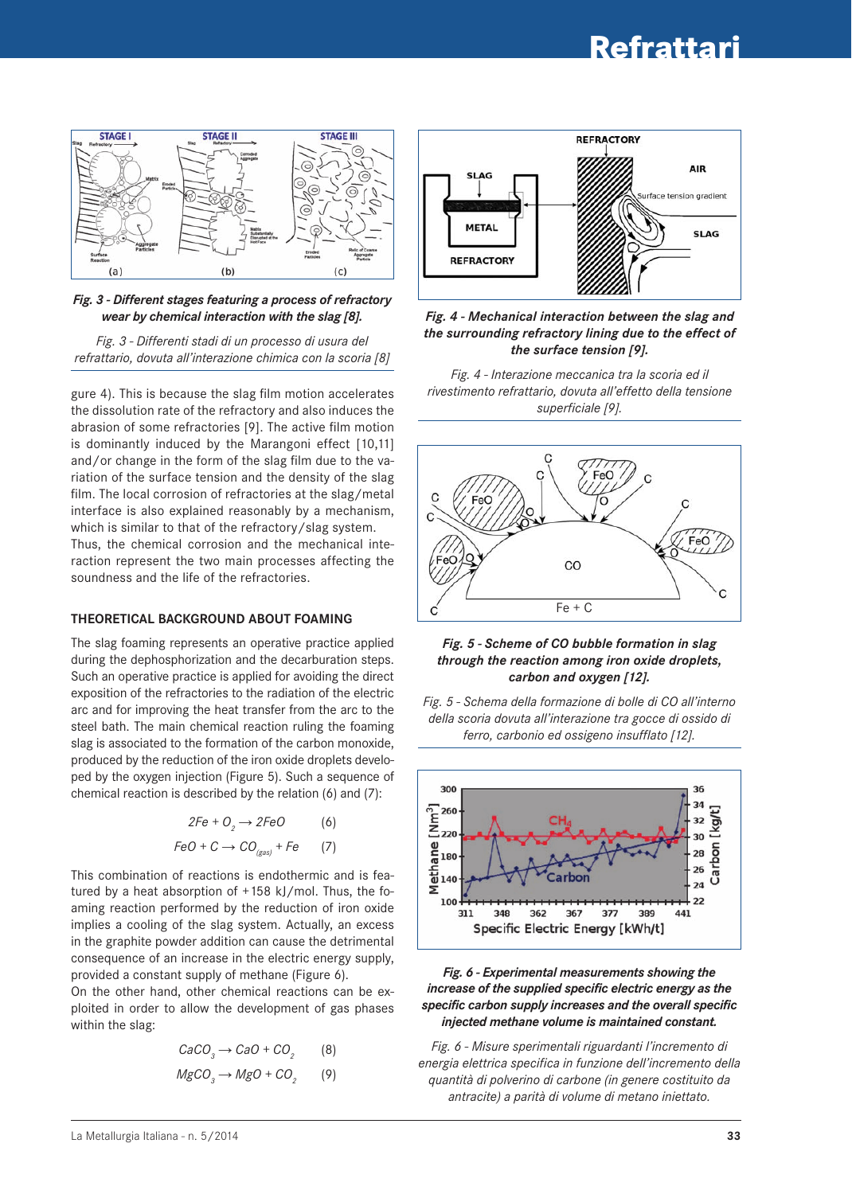*Fig. 3 - Different stages featuring a process of refractory wear by chemical interaction with the slag [8].*

*Fig. 3 - Differenti stadi di un processo di usura del refrattario, dovuta all'interazione chimica con la scoria [8]*

*Fig. 4 - Mechanical interaction between the slag and the surrounding refractory lining due to the effect of the surface tension [9].*

*Fig. 4 - Interazione meccanica tra la scoria ed il rivestimento refrattario, dovuta all'effetto della tensione superficiale [9].*

gure 4). This is because the slag film motion accelerates the dissolution rate of the refractory and also induces the abrasion of some refractories [9]. The active film motion is dominantly induced by the Marangoni effect [10,11] and/or change in the form of the slag film due to the variation of the surface tension and the density of the slag film. The local corrosion of refractories at the slag/metal interface is also explained reasonably by a mechanism, which is similar to that of the refractory/slag system.

Thus, the chemical corrosion and the mechanical interaction represent the two main processes affecting the soundness and the life of the refractories.

## THEORETICAL BACKGROUND ABOUT FOAMING

The slag foaming represents an operative practice applied during the dephosphorization and the decarburation steps. Such an operative practice is applied for avoiding the direct exposition of the refractories to the radiation of the electric arc and for improving the heat transfer from the arc to the steel bath. The main chemical reaction ruling the foaming slag is associated to the formation of the carbon monoxide, produced by the reduction of the iron oxide droplets developed by the oxygen injection (Figure 5). Such a sequence of chemical reaction is described by the relation (6) and (7):

$$2Fe + O_2 \rightarrow 2FeO \qquad (6)$$

$$FeO + C \rightarrow CO_{(gas)} + Fe \qquad (7)$$

This combination of reactions is endothermic and is featured by a heat absorption of +158 kJ/mol. Thus, the foaming reaction performed by the reduction of iron oxide implies a cooling of the slag system. Actually, an excess in the graphite powder addition can cause the detrimental consequence of an increase in the electric energy supply, provided a constant supply of methane (Figure 6).

On the other hand, other chemical reactions can be exploited in order to allow the development of gas phases within the slag:

$$CaCO_3 \rightarrow CaO + CO_2 \qquad (8)$$

$$MgCO_3 \rightarrow MgO + CO_2 \qquad (9)$$

*Fig. 5 - Scheme of CO bubble formation in slag through the reaction among iron oxide droplets, carbon and oxygen [12].*

*Fig. 5 - Schema della formazione di bolle di CO all'interno della scoria dovuta all'interazione tra gocce di ossido di ferro, carbonio ed ossigeno insufflato [12].*

*Fig. 6 - Experimental measurements showing the increase of the supplied specific electric energy as the specific carbon supply increases and the overall specific injected methane volume is maintained constant.*

*Fig. 6 - Misure sperimentali riguardanti l'incremento di energia elettrica specifica in funzione dell'incremento della quantità di polverino di carbone (in genere costituito da antracite) a parità di volume di metano iniettato.*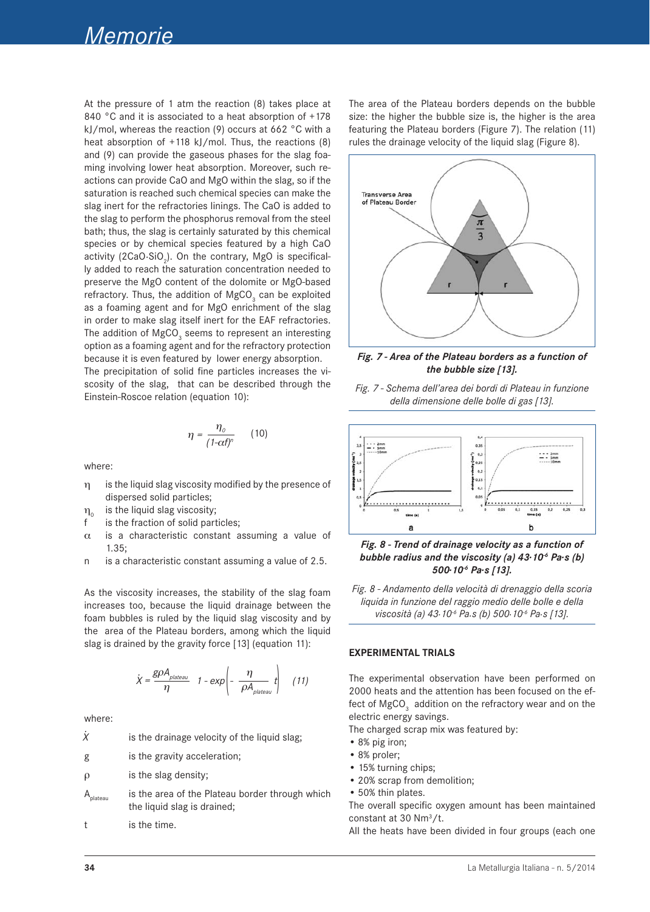At the pressure of 1 atm the reaction (8) takes place at 840 °C and it is associated to a heat absorption of +178 kJ/mol, whereas the reaction (9) occurs at 662 °C with a heat absorption of +118 kJ/mol. Thus, the reactions (8) and (9) can provide the gaseous phases for the slag foaming involving lower heat absorption. Moreover, such reactions can provide CaO and MgO within the slag, so if the saturation is reached such chemical species can make the slag inert for the refractories linings. The CaO is added to the slag to perform the phosphorus removal from the steel bath; thus, the slag is certainly saturated by this chemical species or by chemical species featured by a high CaO activity ($2CaO{\cdot}SiO_2$). On the contrary, MgO is specifically added to reach the saturation concentration needed to preserve the MgO content of the dolomite or MgO-based refractory. Thus, the addition of $MgCO_3$ can be exploited as a foaming agent and for MgO enrichment of the slag in order to make slag itself inert for the EAF refractories. The addition of $MgCO_3$ seems to represent an interesting option as a foaming agent and for the refractory protection because it is even featured by lower energy absorption.

The precipitation of solid fine particles increases the viscosity of the slag, that can be described through the Einstein-Roscoe relation (equation 10):

$$\eta = \frac{\eta_0}{(1-\alpha f)^n} \qquad (10)$$

where:

- $\eta$ is the liquid slag viscosity modified by the presence of dispersed solid particles;
- $\eta_0$ is the liquid slag viscosity;
- $f$ is the fraction of solid particles;
- $\alpha$ is a characteristic constant assuming a value of 1.35;
- $n$ is a characteristic constant assuming a value of 2.5.

As the viscosity increases, the stability of the slag foam increases too, because the liquid drainage between the foam bubbles is ruled by the liquid slag viscosity and by the area of the Plateau borders, among which the liquid slag is drained by the gravity force [13] (equation 11):

$$\dot{X} = \frac{g\rho A_{plateau}}{\eta}\left(1 - exp\left(-\frac{\eta}{\rho A_{plateau}}t\right)\right) \qquad (11)$$

where:

- $\dot{X}$ is the drainage velocity of the liquid slag;
- $g$ is the gravity acceleration;
- $\rho$ is the slag density;
- $A_{plateau}$ is the area of the Plateau border through which the liquid slag is drained;
- $t$ is the time.

The area of the Plateau borders depends on the bubble size: the higher the bubble size is, the higher is the area featuring the Plateau borders (Figure 7). The relation (11) rules the drainage velocity of the liquid slag (Figure 8).

***Fig. 7 - Area of the Plateau borders as a function of the bubble size [13].***

*Fig. 7 - Schema dell'area dei bordi di Plateau in funzione della dimensione delle bolle di gas [13].*

***Fig. 8 - Trend of drainage velocity as a function of bubble radius and the viscosity (a) 43·10⁻⁶ Pa·s (b) 500·10⁻⁶ Pa·s [13].***

*Fig. 8 - Andamento della velocità di drenaggio della scoria liquida in funzione del raggio medio delle bolle e della viscosità (a) 43·10⁻⁶ Pa.s (b) 500·10⁻⁶ Pa·s [13].*

## EXPERIMENTAL TRIALS

The experimental observation have been performed on 2000 heats and the attention has been focused on the effect of $MgCO_3$ addition on the refractory wear and on the electric energy savings.

The charged scrap mix was featured by:

- 8% pig iron;
- 8% proler;
- 15% turning chips;
- 20% scrap from demolition;
- 50% thin plates.

The overall specific oxygen amount has been maintained constant at 30 Nm³/t.

All the heats have been divided in four groups (each one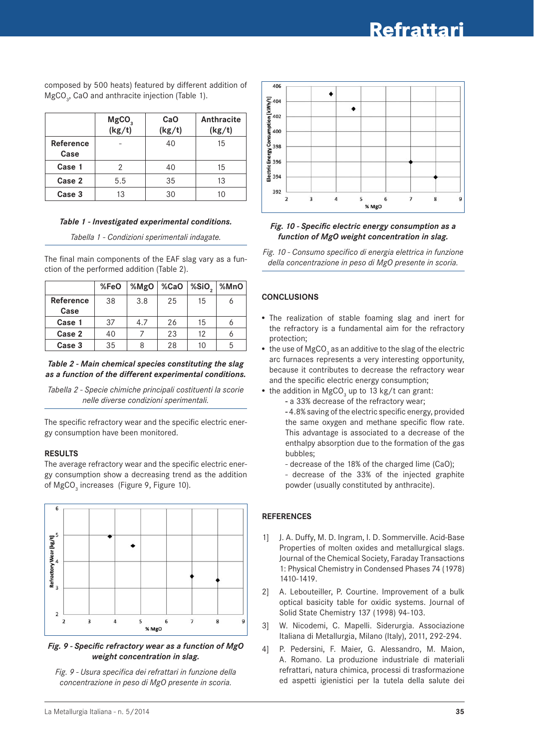composed by 500 heats) featured by different addition of $MgCO_3$, CaO and anthracite injection (Table 1).

| | $MgCO_3$ (kg/t) | CaO (kg/t) | Anthracite (kg/t) |
|---|---|---|---|
| **Reference Case** | - | 40 | 15 |
| **Case 1** | 2 | 40 | 15 |
| **Case 2** | 5.5 | 35 | 13 |
| **Case 3** | 13 | 30 | 10 |

***Table 1 - Investigated experimental conditions.***

*Tabella 1 - Condizioni sperimentali indagate.*

The final main components of the EAF slag vary as a function of the performed addition (Table 2).

| | %FeO | %MgO | %CaO | $\%SiO_2$ | %MnO |
|---|---|---|---|---|---|
| **Reference Case** | 38 | 3.8 | 25 | 15 | 6 |
| **Case 1** | 37 | 4.7 | 26 | 15 | 6 |
| **Case 2** | 40 | 7 | 23 | 12 | 6 |
| **Case 3** | 35 | 8 | 28 | 10 | 5 |

***Table 2 - Main chemical species constituting the slag as a function of the different experimental conditions.***

*Tabella 2 - Specie chimiche principali costituenti la scorie nelle diverse condizioni sperimentali.*

The specific refractory wear and the specific electric energy consumption have been monitored.

## RESULTS

The average refractory wear and the specific electric energy consumption show a decreasing trend as the addition of $MgCO_3$ increases (Figure 9, Figure 10).

***Fig. 9 - Specific refractory wear as a function of MgO weight concentration in slag.***

*Fig. 9 - Usura specifica dei refrattari in funzione della concentrazione in peso di MgO presente in scoria.*

***Fig. 10 - Specific electric energy consumption as a function of MgO weight concentration in slag.***

*Fig. 10 - Consumo specifico di energia elettrica in funzione della concentrazione in peso di MgO presente in scoria.*

## CONCLUSIONS

- The realization of stable foaming slag and inert for the refractory is a fundamental aim for the refractory protection;
- the use of $MgCO_3$ as an additive to the slag of the electric arc furnaces represents a very interesting opportunity, because it contributes to decrease the refractory wear and the specific electric energy consumption;
- the addition in $MgCO_3$ up to 13 kg/t can grant:
  - a 33% decrease of the refractory wear;
  - 4.8% saving of the electric specific energy, provided the same oxygen and methane specific flow rate. This advantage is associated to a decrease of the enthalpy absorption due to the formation of the gas bubbles;
  - decrease of the 18% of the charged lime (CaO);
  - decrease of the 33% of the injected graphite powder (usually constituted by anthracite).

## REFERENCES

1] J. A. Duffy, M. D. Ingram, I. D. Sommerville. Acid-Base Properties of molten oxides and metallurgical slags. Journal of the Chemical Society, Faraday Transactions 1: Physical Chemistry in Condensed Phases 74 (1978) 1410-1419.

2] A. Lebouteiller, P. Courtine. Improvement of a bulk optical basicity table for oxidic systems. Journal of Solid State Chemistry 137 (1998) 94-103.

3] W. Nicodemi, C. Mapelli. Siderurgia. Associazione Italiana di Metallurgia, Milano (Italy), 2011, 292-294.

4] P. Pedersini, F. Maier, G. Alessandro, M. Maion, A. Romano. La produzione industriale di materiali refrattari, natura chimica, processi di trasformazione ed aspetti igienistici per la tutela della salute dei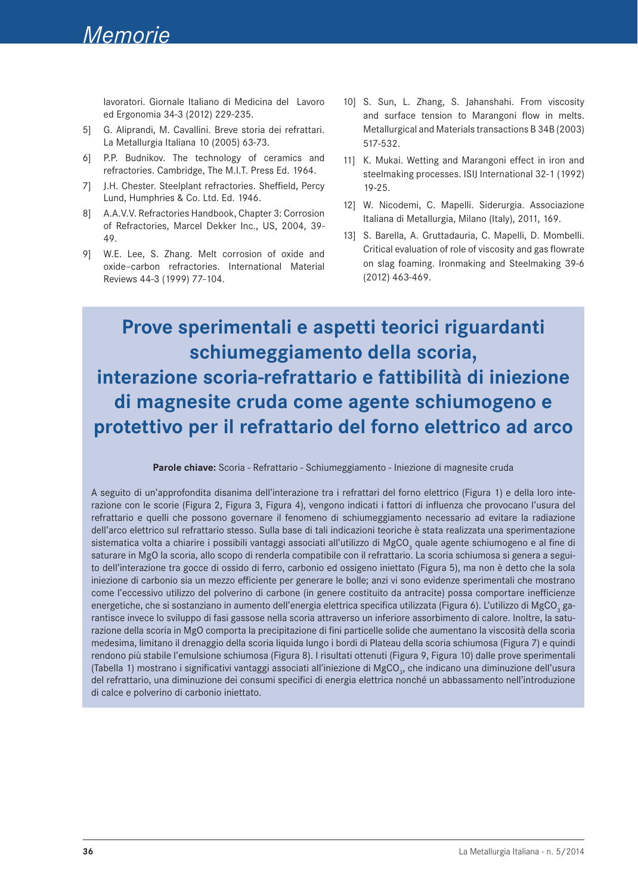lavoratori. Giornale Italiano di Medicina del Lavoro ed Ergonomia 34-3 (2012) 229-235.

5] G. Aliprandi, M. Cavallini. Breve storia dei refrattari. La Metallurgia Italiana 10 (2005) 63-73.

6] P.P. Budnikov. The technology of ceramics and refractories. Cambridge, The M.I.T. Press Ed. 1964.

7] J.H. Chester. Steelplant refractories. Sheffield, Percy Lund, Humphries & Co. Ltd. Ed. 1946.

8] A.A.V.V. Refractories Handbook, Chapter 3: Corrosion of Refractories, Marcel Dekker Inc., US, 2004, 39-49.

9] W.E. Lee, S. Zhang. Melt corrosion of oxide and oxide–carbon refractories. International Material Reviews 44-3 (1999) 77-104.

10] S. Sun, L. Zhang, S. Jahanshahi. From viscosity and surface tension to Marangoni flow in melts. Metallurgical and Materials transactions B 34B (2003) 517-532.

11] K. Mukai. Wetting and Marangoni effect in iron and steelmaking processes. ISIJ International 32-1 (1992) 19-25.

12] W. Nicodemi, C. Mapelli. Siderurgia. Associazione Italiana di Metallurgia, Milano (Italy), 2011, 169.

13] S. Barella, A. Gruttadauria, C. Mapelli, D. Mombelli. Critical evaluation of role of viscosity and gas flowrate on slag foaming. Ironmaking and Steelmaking 39-6 (2012) 463-469.

# Prove sperimentali e aspetti teorici riguardanti schiumeggiamento della scoria, interazione scoria-refrattario e fattibilità di iniezione di magnesite cruda come agente schiumogeno e protettivo per il refrattario del forno elettrico ad arco

**Parole chiave:** Scoria - Refrattario - Schiumeggiamento - Iniezione di magnesite cruda

A seguito di un'approfondita disanima dell'interazione tra i refrattari del forno elettrico (Figura 1) e della loro interazione con le scorie (Figura 2, Figura 3, Figura 4), vengono indicati i fattori di influenza che provocano l'usura del refrattario e quelli che possono governare il fenomeno di schiumeggiamento necessario ad evitare la radiazione dell'arco elettrico sul refrattario stesso. Sulla base di tali indicazioni teoriche è stata realizzata una sperimentazione sistematica volta a chiarire i possibili vantaggi associati all'utilizzo di $MgCO_3$ quale agente schiumogeno e al fine di saturare in MgO la scoria, allo scopo di renderla compatibile con il refrattario. La scoria schiumosa si genera a seguito dell'interazione tra gocce di ossido di ferro, carbonio ed ossigeno iniettato (Figura 5), ma non è detto che la sola iniezione di carbonio sia un mezzo efficiente per generare le bolle; anzi vi sono evidenze sperimentali che mostrano come l'eccessivo utilizzo del polverino di carbone (in genere costituito da antracite) possa comportare inefficienze energetiche, che si sostanziano in aumento dell'energia elettrica specifica utilizzata (Figura 6). L'utilizzo di $MgCO_3$ garantisce invece lo sviluppo di fasi gassose nella scoria attraverso un inferiore assorbimento di calore. Inoltre, la saturazione della scoria in MgO comporta la precipitazione di fini particelle solide che aumentano la viscosità della scoria medesima, limitano il drenaggio della scoria liquida lungo i bordi di Plateau della scoria schiumosa (Figura 7) e quindi rendono più stabile l'emulsione schiumosa (Figura 8). I risultati ottenuti (Figura 9, Figura 10) dalle provace sperimentali (Tabella 1) mostrano i significativi vantaggi associati all'iniezione di $MgCO_3$, che indicano una diminuzione dell'usura del refrattario, una diminuzione dei consumi specifici di energia elettrica nonché un abbassamento nell'introduzione di calce e polverino di carbonio iniettato.